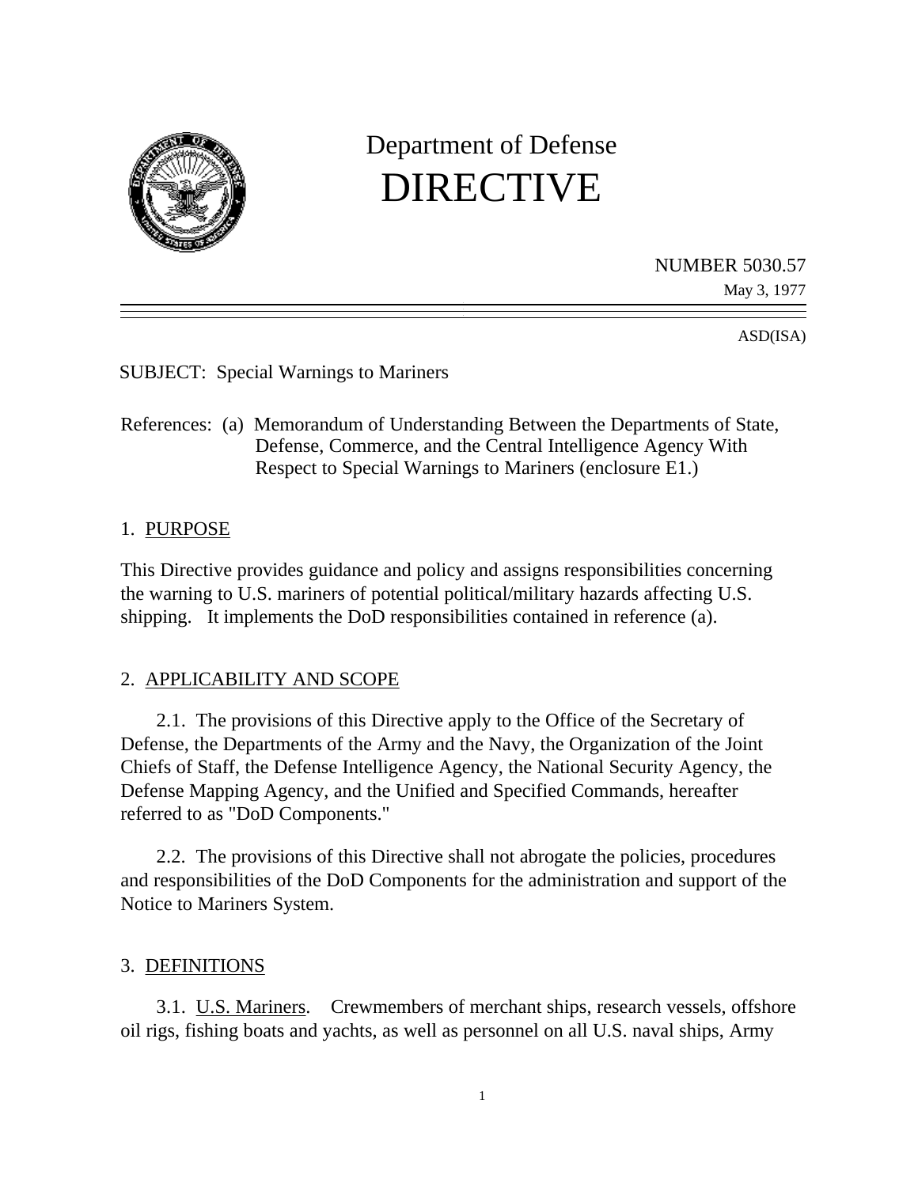# Department of Defense DIRECTIVE

NUMBER 5030.57

May 3, 1977

ASD(ISA)

SUBJECT: Special Warnings to Mariners

References: (a) Memorandum of Understanding Between the Departments of State, Defense, Commerce, and the Central Intelligence Agency With Respect to Special Warnings to Mariners (enclosure E1.)

## 1. PURPOSE

This Directive provides guidance and policy and assigns responsibilities concerning the warning to U.S. mariners of potential political/military hazards affecting U.S. shipping. It implements the DoD responsibilities contained in reference (a).

## 2. APPLICABILITY AND SCOPE

2.1. The provisions of this Directive apply to the Office of the Secretary of Defense, the Departments of the Army and the Navy, the Organization of the Joint Chiefs of Staff, the Defense Intelligence Agency, the National Security Agency, the Defense Mapping Agency, and the Unified and Specified Commands, hereafter referred to as "DoD Components."

2.2. The provisions of this Directive shall not abrogate the policies, procedures and responsibilities of the DoD Components for the administration and support of the Notice to Mariners System.

## 3. DEFINITIONS

3.1. U.S. Mariners. Crewmembers of merchant ships, research vessels, offshore oil rigs, fishing boats and yachts, as well as personnel on all U.S. naval ships, Army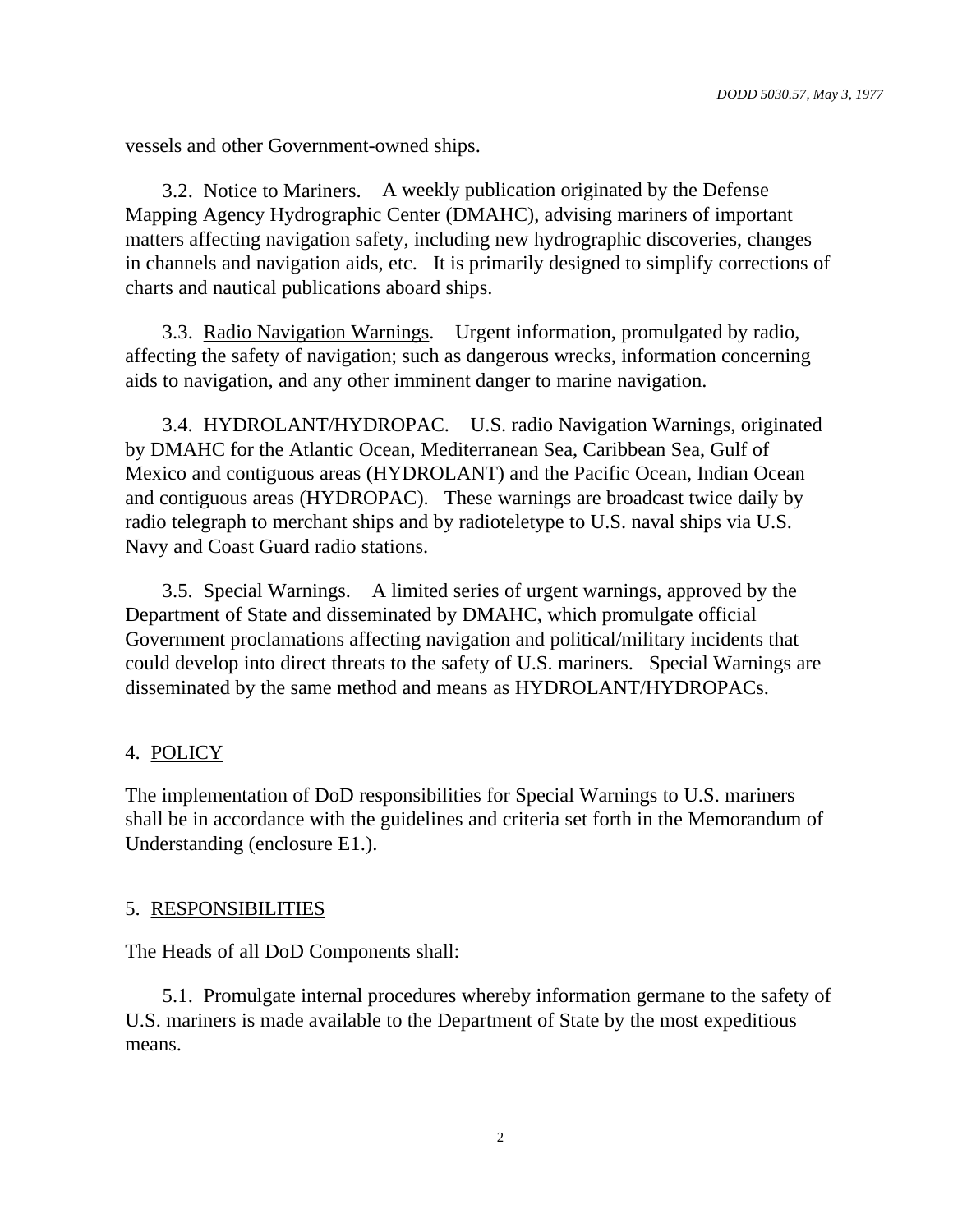vessels and other Government-owned ships.

3.2. Notice to Mariners. A weekly publication originated by the Defense Mapping Agency Hydrographic Center (DMAHC), advising mariners of important matters affecting navigation safety, including new hydrographic discoveries, changes in channels and navigation aids, etc. It is primarily designed to simplify corrections of charts and nautical publications aboard ships.

3.3. Radio Navigation Warnings. Urgent information, promulgated by radio, affecting the safety of navigation; such as dangerous wrecks, information concerning aids to navigation, and any other imminent danger to marine navigation.

3.4. HYDROLANT/HYDROPAC. U.S. radio Navigation Warnings, originated by DMAHC for the Atlantic Ocean, Mediterranean Sea, Caribbean Sea, Gulf of Mexico and contiguous areas (HYDROLANT) and the Pacific Ocean, Indian Ocean and contiguous areas (HYDROPAC). These warnings are broadcast twice daily by radio telegraph to merchant ships and by radioteletype to U.S. naval ships via U.S. Navy and Coast Guard radio stations.

3.5. Special Warnings. A limited series of urgent warnings, approved by the Department of State and disseminated by DMAHC, which promulgate official Government proclamations affecting navigation and political/military incidents that could develop into direct threats to the safety of U.S. mariners. Special Warnings are disseminated by the same method and means as HYDROLANT/HYDROPACs.

## 4. POLICY

The implementation of DoD responsibilities for Special Warnings to U.S. mariners shall be in accordance with the guidelines and criteria set forth in the Memorandum of Understanding (enclosure E1.).

## 5. RESPONSIBILITIES

The Heads of all DoD Components shall:

5.1. Promulgate internal procedures whereby information germane to the safety of U.S. mariners is made available to the Department of State by the most expeditious means.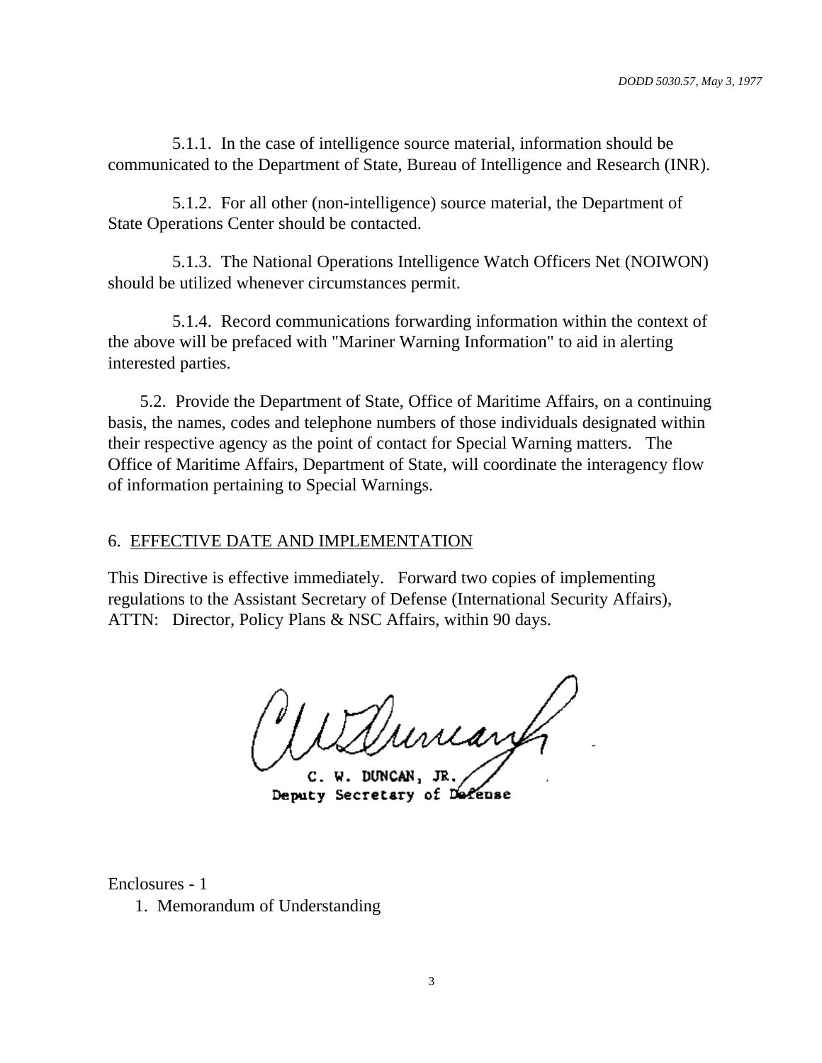5.1.1. In the case of intelligence source material, information should be communicated to the Department of State, Bureau of Intelligence and Research (INR).

5.1.2. For all other (non-intelligence) source material, the Department of State Operations Center should be contacted.

5.1.3. The National Operations Intelligence Watch Officers Net (NOIWON) should be utilized whenever circumstances permit.

5.1.4. Record communications forwarding information within the context of the above will be prefaced with "Mariner Warning Information" to aid in alerting interested parties.

5.2. Provide the Department of State, Office of Maritime Affairs, on a continuing basis, the names, codes and telephone numbers of those individuals designated within their respective agency as the point of contact for Special Warning matters. The Office of Maritime Affairs, Department of State, will coordinate the interagency flow of information pertaining to Special Warnings.

## 6. EFFECTIVE DATE AND IMPLEMENTATION

This Directive is effective immediately. Forward two copies of implementing regulations to the Assistant Secretary of Defense (International Security Affairs), ATTN: Director, Policy Plans & NSC Affairs, within 90 days.

C. W. DUNCAN, JR.
Deputy Secretary of Defense

Enclosures - 1

1. Memorandum of Understanding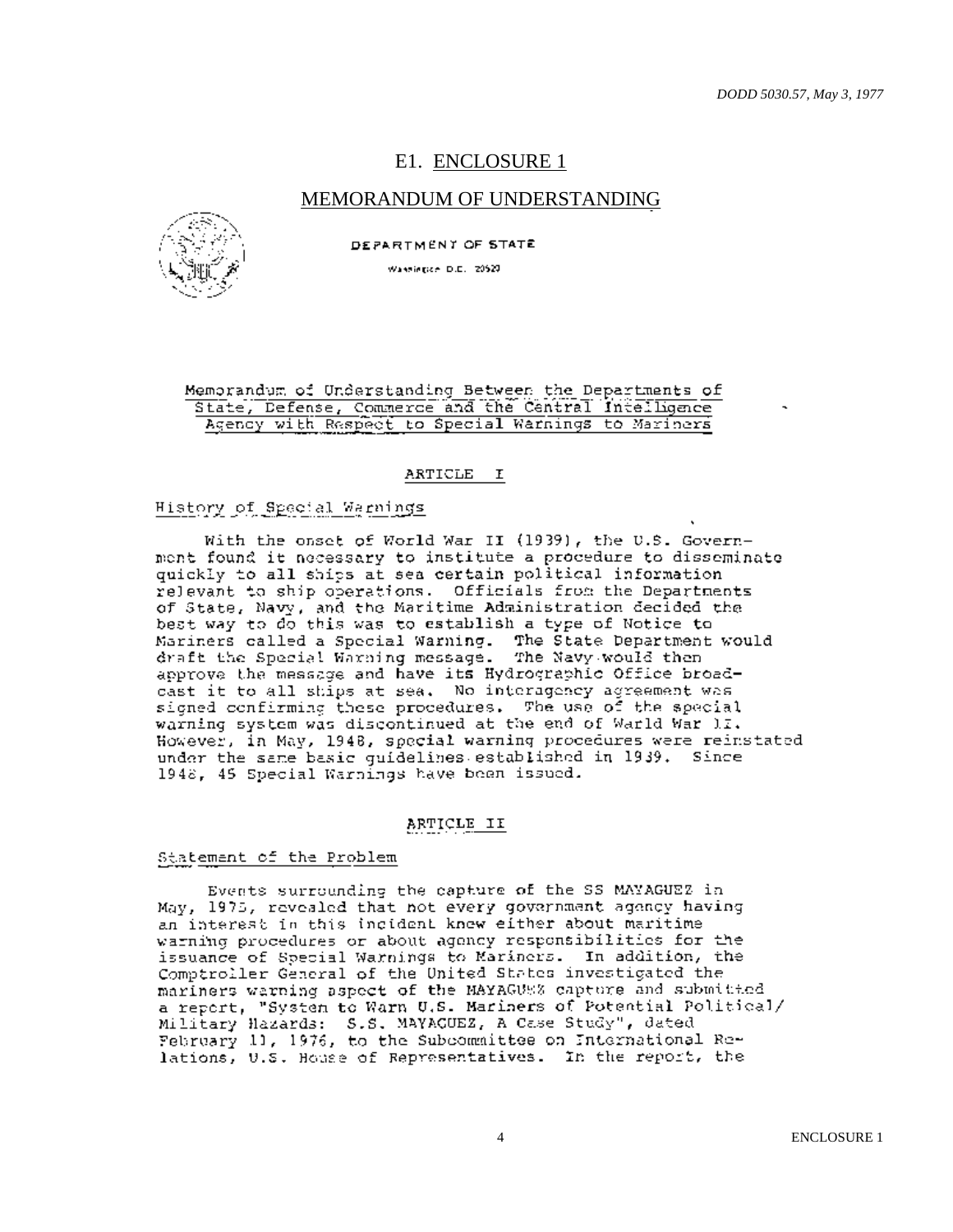# E1. ENCLOSURE 1

## MEMORANDUM OF UNDERSTANDING

DEPARTMENT OF STATE

Washington D.C. 20520

Memorandum of Understanding Between the Departments of State, Defense, Commerce and the Central Intelligence Agency with Respect to Special Warnings to Mariners

### ARTICLE I

History of Special Warnings

With the onset of World War II (1939), the U.S. Government found it necessary to institute a procedure to disseminate quickly to all ships at sea certain political information relevant to ship operations. Officials from the Departments of State, Navy, and the Maritime Administration decided the best way to do this was to establish a type of Notice to Mariners called a Special Warning. The State Department would draft the Special Warning message. The Navy would then approve the message and have its Hydrographic Office broadcast it to all ships at sea. No interagency agreement was signed confirming these procedures. The use of the special warning system was discontinued at the end of World War II. However, in May, 1948, special warning procedures were reinstated under the same basic guidelines established in 1939. Since 1948, 45 Special Warnings have been issued.

### ARTICLE II

Statement of the Problem

Events surrounding the capture of the SS MAYAGUEZ in May, 1975, revealed that not every government agency having an interest in this incident knew either about maritime warning procedures or about agency responsibilities for the issuance of Special Warnings to Mariners. In addition, the Comptroller General of the United States investigated the mariners warning aspect of the MAYAGUEZ capture and submitted a report, "System to Warn U.S. Mariners of Potential Political/Military Hazards: S.S. MAYAGUEZ, A Case Study", dated February 11, 1976, to the Subcommittee on International Relations, U.S. House of Representatives. In the report, the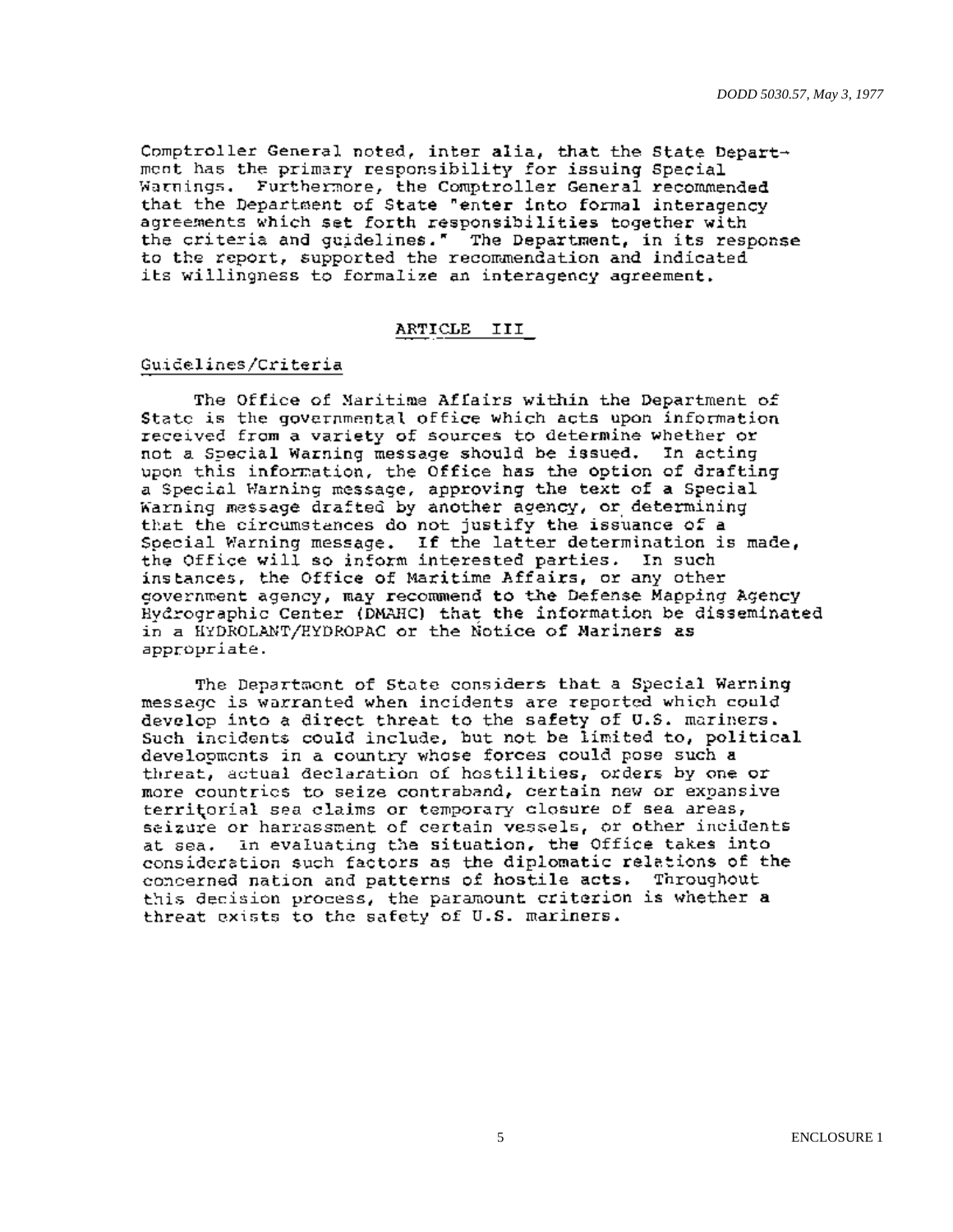Comptroller General noted, inter alia, that the State Department has the primary responsibility for issuing Special Warnings. Furthermore, the Comptroller General recommended that the Department of State "enter into formal interagency agreements which set forth responsibilities together with the criteria and guidelines." The Department, in its response to the report, supported the recommendation and indicated its willingness to formalize an interagency agreement.

## ARTICLE III

### Guidelines/Criteria

The Office of Maritime Affairs within the Department of State is the governmental office which acts upon information received from a variety of sources to determine whether or not a Special Warning message should be issued. In acting upon this information, the Office has the option of drafting a Special Warning message, approving the text of a Special Warning message drafted by another agency, or determining that the circumstances do not justify the issuance of a Special Warning message. If the latter determination is made, the Office will so inform interested parties. In such instances, the Office of Maritime Affairs, or any other government agency, may recommend to the Defense Mapping Agency Hydrographic Center (DMAHC) that the information be disseminated in a HYDROLANT/HYDROPAC or the Notice of Mariners as appropriate.

The Department of State considers that a Special Warning message is warranted when incidents are reported which could develop into a direct threat to the safety of U.S. mariners. Such incidents could include, but not be limited to, political developments in a country whose forces could pose such a threat, actual declaration of hostilities, orders by one or more countries to seize contraband, certain new or expansive territorial sea claims or temporary closure of sea areas, seizure or harrassment of certain vessels, or other incidents at sea. In evaluating the situation, the Office takes into consideration such factors as the diplomatic relations of the concerned nation and patterns of hostile acts. Throughout this decision process, the paramount criterion is whether a threat exists to the safety of U.S. mariners.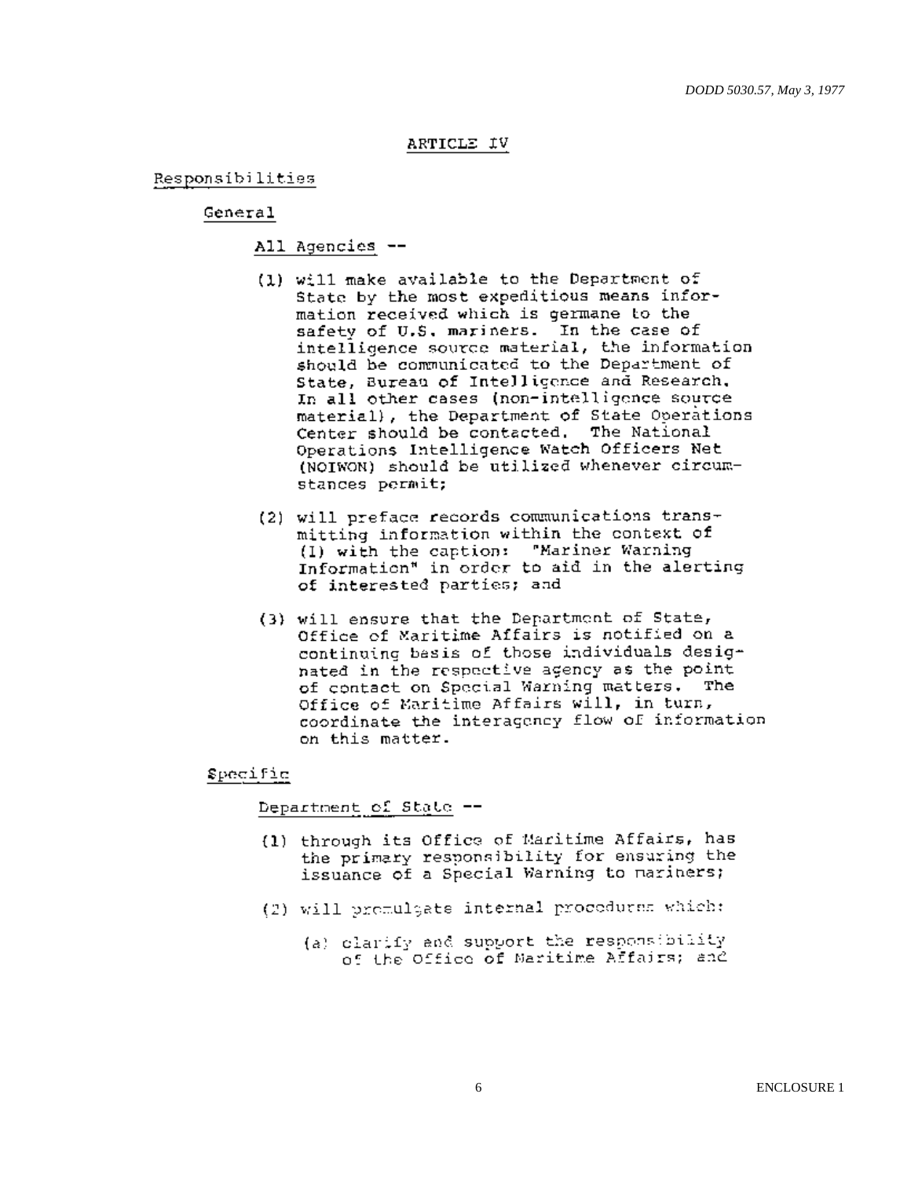## ARTICLE IV

### Responsibilities

#### General

All Agencies --

(1) will make available to the Department of State by the most expeditious means information received which is germane to the safety of U.S. mariners. In the case of intelligence source material, the information should be communicated to the Department of State, Bureau of Intelligence and Research. In all other cases (non-intelligence source material), the Department of State Operations Center should be contacted. The National Operations Intelligence Watch Officers Net (NOIWON) should be utilized whenever circumstances permit;

(2) will preface records communications transmitting information within the context of (1) with the caption: "Mariner Warning Information" in order to aid in the alerting of interested parties; and

(3) will ensure that the Department of State, Office of Maritime Affairs is notified on a continuing basis of those individuals designated in the respective agency as the point of contact on Special Warning matters. The Office of Maritime Affairs will, in turn, coordinate the interagency flow of information on this matter.

#### Specific

Department of State --

(1) through its Office of Maritime Affairs, has the primary responsibility for ensuring the issuance of a Special Warning to mariners;

(2) will promulgate internal procedures which:

(a) clarify and support the responsibility of the Office of Maritime Affairs; and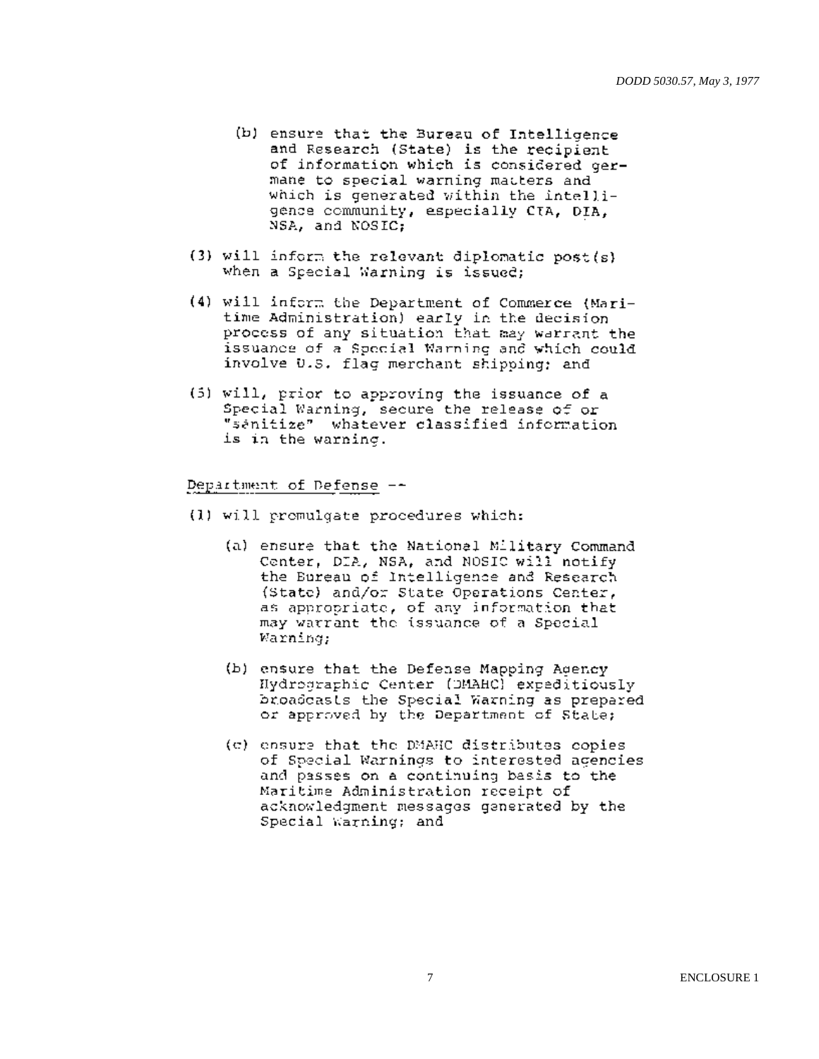(b) ensure that the Bureau of Intelligence and Research (State) is the recipient of information which is considered germane to special warning matters and which is generated within the intelligence community, especially CIA, DIA, NSA, and NOSIC;

(3) will inform the relevant diplomatic post(s) when a Special Warning is issued;

(4) will inform the Department of Commerce (Maritime Administration) early in the decision process of any situation that may warrant the issuance of a Special Warning and which could involve U.S. flag merchant shipping; and

(5) will, prior to approving the issuance of a Special Warning, secure the release of or "sanitize" whatever classified information is in the warning.

Department of Defense --

(1) will promulgate procedures which:

(a) ensure that the National Military Command Center, DIA, NSA, and NOSIC will notify the Bureau of Intelligence and Research (State) and/or State Operations Center, as appropriate, of any information that may warrant the issuance of a Special Warning;

(b) ensure that the Defense Mapping Agency Hydrographic Center (DMAHC) expeditiously broadcasts the Special Warning as prepared or approved by the Department of State;

(c) ensure that the DMAHC distributes copies of Special Warnings to interested agencies and passes on a continuing basis to the Maritime Administration receipt of acknowledgment messages generated by the Special Warning; and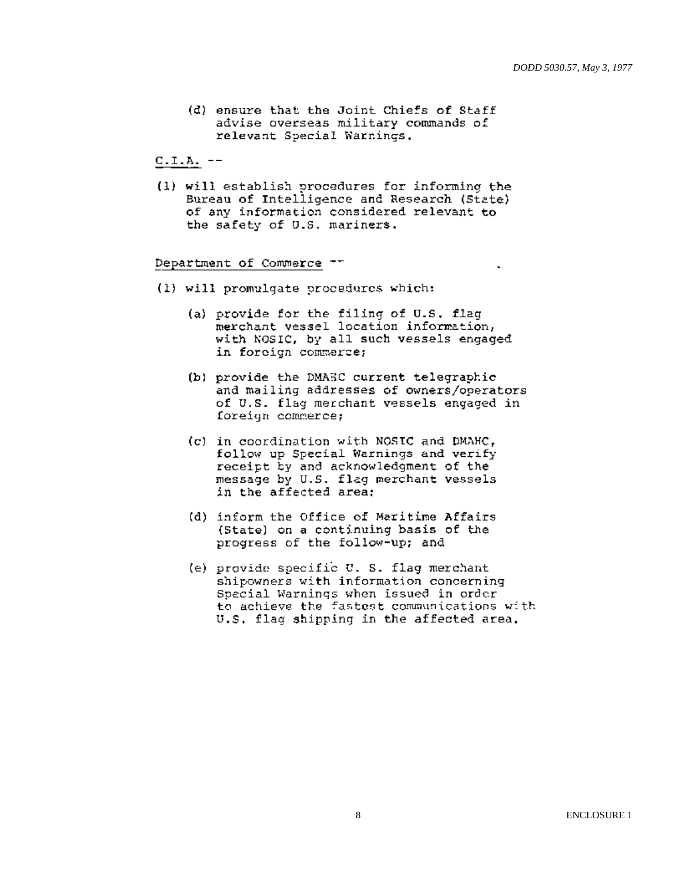(d) ensure that the Joint Chiefs of Staff advise overseas military commands of relevant Special Warnings.

<u>C.I.A.</u> --

(1) will establish procedures for informing the Bureau of Intelligence and Research (State) of any information considered relevant to the safety of U.S. mariners.

<u>Department of Commerce</u> --

(1) will promulgate procedures which:

(a) provide for the filing of U.S. flag merchant vessel location information, with NOSIC, by all such vessels engaged in foreign commerce;

(b) provide the DMAHC current telegraphic and mailing addresses of owners/operators of U.S. flag merchant vessels engaged in foreign commerce;

(c) in coordination with NOSIC and DMAHC, follow up Special Warnings and verify receipt by and acknowledgment of the message by U.S. flag merchant vessels in the affected area;

(d) inform the Office of Maritime Affairs (State) on a continuing basis of the progress of the follow-up; and

(e) provide specific U. S. flag merchant shipowners with information concerning Special Warnings when issued in order to achieve the fastest communications with U.S. flag shipping in the affected area.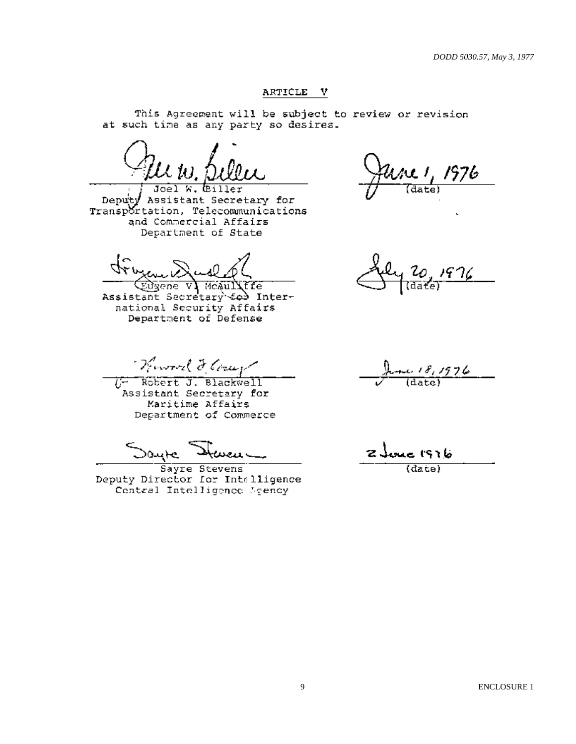## ARTICLE V

This Agreement will be subject to review or revision at such time as any party so desires.

| | |
|---|---|
| Joel W. Biller<br>Deputy Assistant Secretary for Transportation, Telecommunications and Commercial Affairs<br>Department of State | June 1, 1976<br>(date) |
| Eugene V. McAuliffe<br>Assistant Secretary for International Security Affairs<br>Department of Defense | July 20, 1976<br>(date) |
| Robert J. Blackwell<br>Assistant Secretary for Maritime Affairs<br>Department of Commerce | June 18, 1976<br>(date) |
| Sayre Stevens<br>Deputy Director for Intelligence<br>Central Intelligence Agency | 2 June 1976<br>(date) |